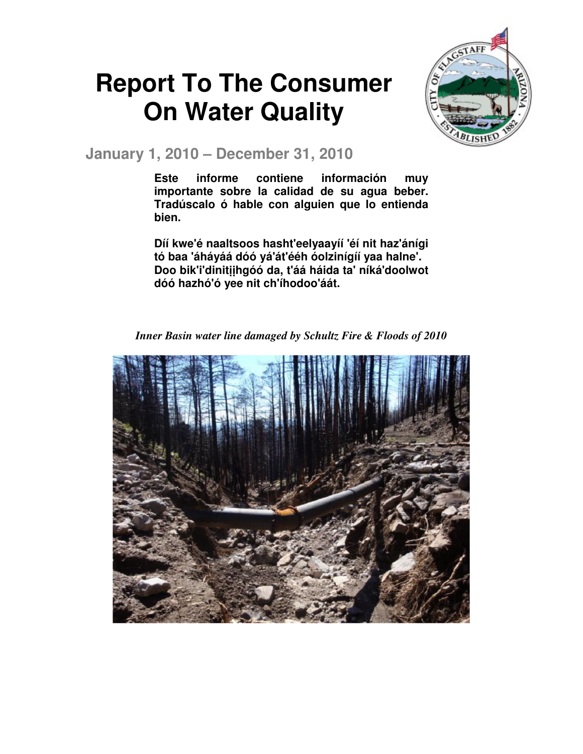# Report To The Consumer On Water Quality

## January 1, 2010 – December 31, 2010

**Este informe contiene información muy importante sobre la calidad de su agua beber. Tradúscalo ó hable con alguien que lo entienda bien.**

**Díí kwe'é naaltsoos hasht'eelyaayíí 'éí nit haz'ánígi tó baa 'áháyáá dóó yá'át'ééh óolzinígií yaa halne'. Doo bik'i'dinitįįhgóó da, t'áá háida ta' níká'doolwot dóó hazhó'ó yee nit ch'íhodoo'áát.**

*Inner Basin water line damaged by Schultz Fire & Floods of 2010*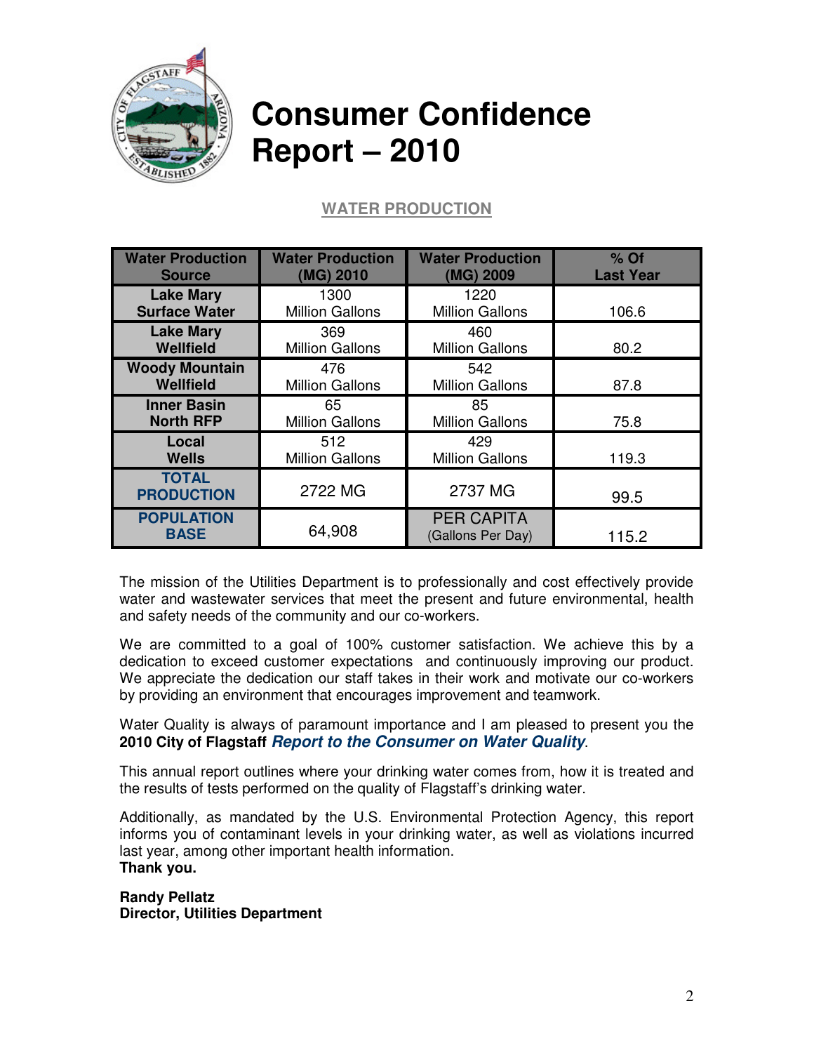# Consumer Confidence Report – 2010

## WATER PRODUCTION

| Water Production Source | Water Production (MG) 2010 | Water Production (MG) 2009 | % Of Last Year |
|---|---|---|---|
| Lake Mary Surface Water | 1300 Million Gallons | 1220 Million Gallons | 106.6 |
| Lake Mary Wellfield | 369 Million Gallons | 460 Million Gallons | 80.2 |
| Woody Mountain Wellfield | 476 Million Gallons | 542 Million Gallons | 87.8 |
| Inner Basin North RFP | 65 Million Gallons | 85 Million Gallons | 75.8 |
| Local Wells | 512 Million Gallons | 429 Million Gallons | 119.3 |
| TOTAL PRODUCTION | 2722 MG | 2737 MG | 99.5 |
| POPULATION BASE | 64,908 | PER CAPITA (Gallons Per Day) | 115.2 |

The mission of the Utilities Department is to professionally and cost effectively provide water and wastewater services that meet the present and future environmental, health and safety needs of the community and our co-workers.

We are committed to a goal of 100% customer satisfaction. We achieve this by a dedication to exceed customer expectations and continuously improving our product. We appreciate the dedication our staff takes in their work and motivate our co-workers by providing an environment that encourages improvement and teamwork.

Water Quality is always of paramount importance and I am pleased to present you the **2010 City of Flagstaff** ***Report to the Consumer on Water Quality***.

This annual report outlines where your drinking water comes from, how it is treated and the results of tests performed on the quality of Flagstaff's drinking water.

Additionally, as mandated by the U.S. Environmental Protection Agency, this report informs you of contaminant levels in your drinking water, as well as violations incurred last year, among other important health information.
**Thank you.**

**Randy Pellatz**
**Director, Utilities Department**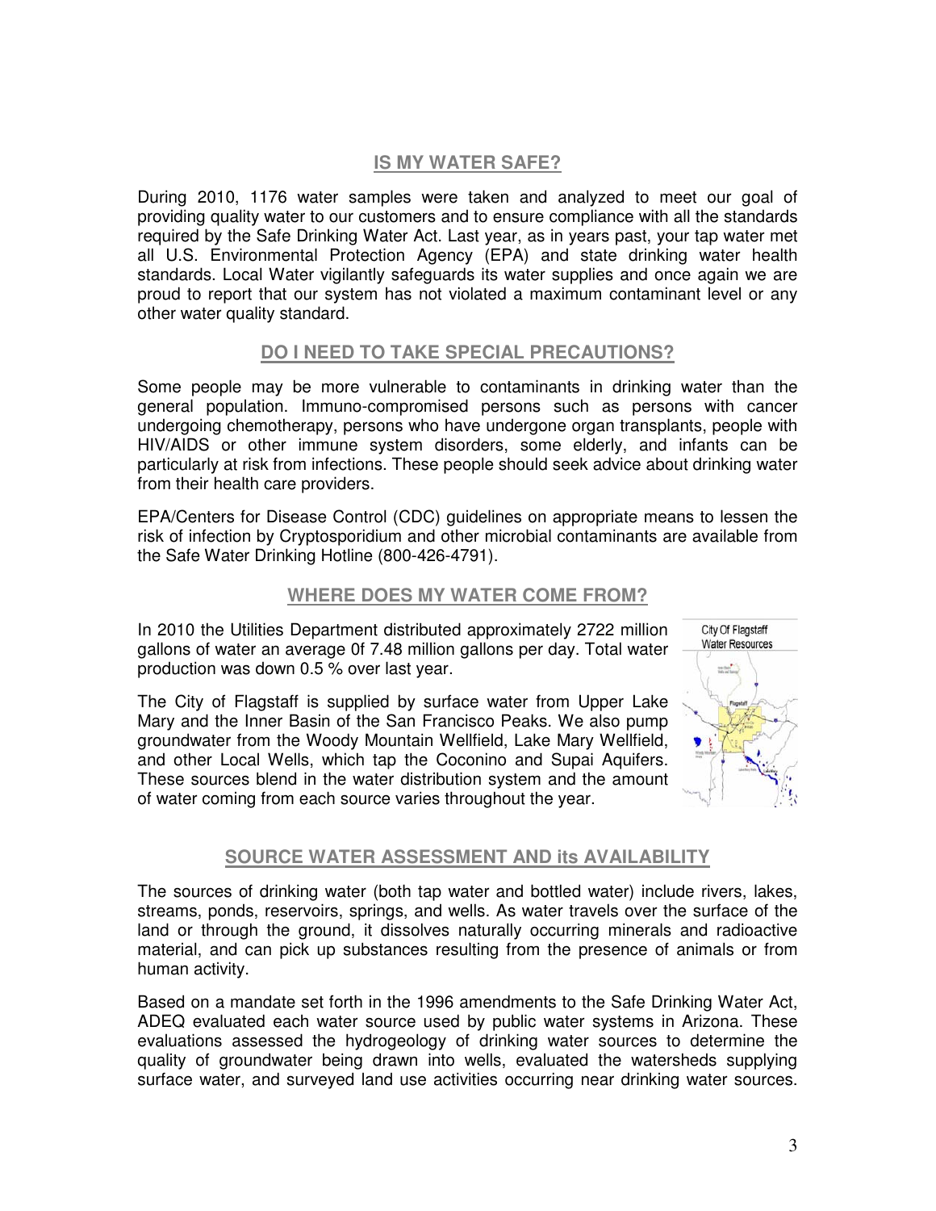## IS MY WATER SAFE?

During 2010, 1176 water samples were taken and analyzed to meet our goal of providing quality water to our customers and to ensure compliance with all the standards required by the Safe Drinking Water Act. Last year, as in years past, your tap water met all U.S. Environmental Protection Agency (EPA) and state drinking water health standards. Local Water vigilantly safeguards its water supplies and once again we are proud to report that our system has not violated a maximum contaminant level or any other water quality standard.

## DO I NEED TO TAKE SPECIAL PRECAUTIONS?

Some people may be more vulnerable to contaminants in drinking water than the general population. Immuno-compromised persons such as persons with cancer undergoing chemotherapy, persons who have undergone organ transplants, people with HIV/AIDS or other immune system disorders, some elderly, and infants can be particularly at risk from infections. These people should seek advice about drinking water from their health care providers.

EPA/Centers for Disease Control (CDC) guidelines on appropriate means to lessen the risk of infection by Cryptosporidium and other microbial contaminants are available from the Safe Water Drinking Hotline (800-426-4791).

## WHERE DOES MY WATER COME FROM?

In 2010 the Utilities Department distributed approximately 2722 million gallons of water an average 0f 7.48 million gallons per day. Total water production was down 0.5 % over last year.

The City of Flagstaff is supplied by surface water from Upper Lake Mary and the Inner Basin of the San Francisco Peaks. We also pump groundwater from the Woody Mountain Wellfield, Lake Mary Wellfield, and other Local Wells, which tap the Coconino and Supai Aquifers. These sources blend in the water distribution system and the amount of water coming from each source varies throughout the year.

City Of Flagstaff Water Resources

## SOURCE WATER ASSESSMENT AND its AVAILABILITY

The sources of drinking water (both tap water and bottled water) include rivers, lakes, streams, ponds, reservoirs, springs, and wells. As water travels over the surface of the land or through the ground, it dissolves naturally occurring minerals and radioactive material, and can pick up substances resulting from the presence of animals or from human activity.

Based on a mandate set forth in the 1996 amendments to the Safe Drinking Water Act, ADEQ evaluated each water source used by public water systems in Arizona. These evaluations assessed the hydrogeology of drinking water sources to determine the quality of groundwater being drawn into wells, evaluated the watersheds supplying surface water, and surveyed land use activities occurring near drinking water sources.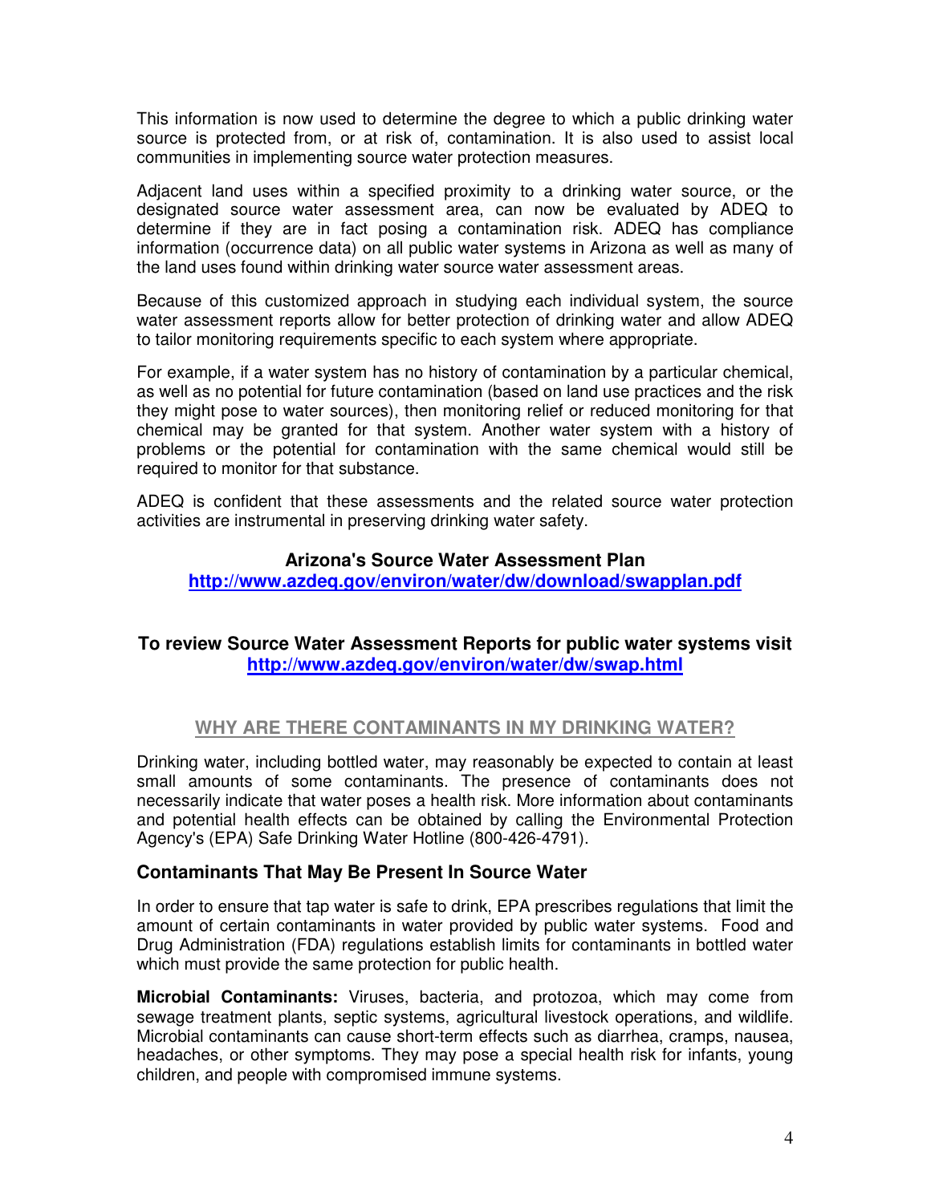This information is now used to determine the degree to which a public drinking water source is protected from, or at risk of, contamination. It is also used to assist local communities in implementing source water protection measures.

Adjacent land uses within a specified proximity to a drinking water source, or the designated source water assessment area, can now be evaluated by ADEQ to determine if they are in fact posing a contamination risk. ADEQ has compliance information (occurrence data) on all public water systems in Arizona as well as many of the land uses found within drinking water source water assessment areas.

Because of this customized approach in studying each individual system, the source water assessment reports allow for better protection of drinking water and allow ADEQ to tailor monitoring requirements specific to each system where appropriate.

For example, if a water system has no history of contamination by a particular chemical, as well as no potential for future contamination (based on land use practices and the risk they might pose to water sources), then monitoring relief or reduced monitoring for that chemical may be granted for that system. Another water system with a history of problems or the potential for contamination with the same chemical would still be required to monitor for that substance.

ADEQ is confident that these assessments and the related source water protection activities are instrumental in preserving drinking water safety.

**Arizona's Source Water Assessment Plan**
**http://www.azdeq.gov/environ/water/dw/download/swapplan.pdf**

**To review Source Water Assessment Reports for public water systems visit http://www.azdeq.gov/environ/water/dw/swap.html**

## WHY ARE THERE CONTAMINANTS IN MY DRINKING WATER?

Drinking water, including bottled water, may reasonably be expected to contain at least small amounts of some contaminants. The presence of contaminants does not necessarily indicate that water poses a health risk. More information about contaminants and potential health effects can be obtained by calling the Environmental Protection Agency's (EPA) Safe Drinking Water Hotline (800-426-4791).

### Contaminants That May Be Present In Source Water

In order to ensure that tap water is safe to drink, EPA prescribes regulations that limit the amount of certain contaminants in water provided by public water systems. Food and Drug Administration (FDA) regulations establish limits for contaminants in bottled water which must provide the same protection for public health.

**Microbial Contaminants:** Viruses, bacteria, and protozoa, which may come from sewage treatment plants, septic systems, agricultural livestock operations, and wildlife. Microbial contaminants can cause short-term effects such as diarrhea, cramps, nausea, headaches, or other symptoms. They may pose a special health risk for infants, young children, and people with compromised immune systems.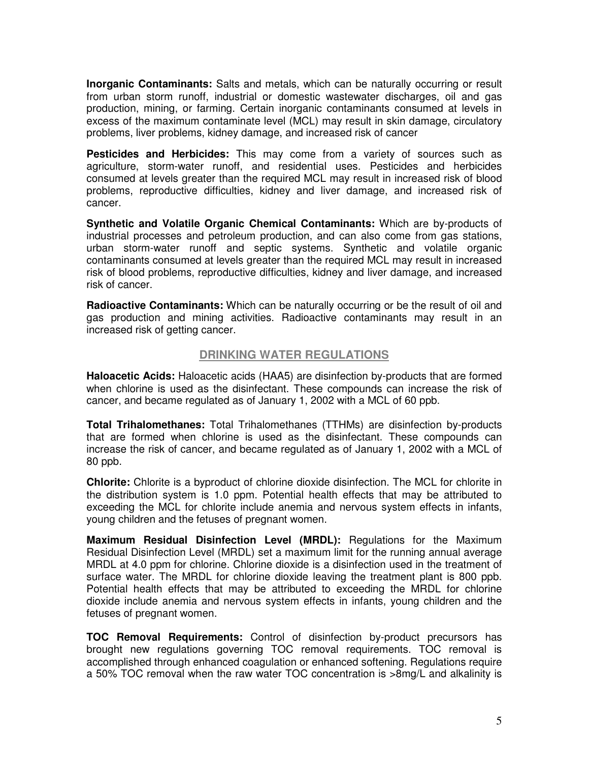**Inorganic Contaminants:** Salts and metals, which can be naturally occurring or result from urban storm runoff, industrial or domestic wastewater discharges, oil and gas production, mining, or farming. Certain inorganic contaminants consumed at levels in excess of the maximum contaminate level (MCL) may result in skin damage, circulatory problems, liver problems, kidney damage, and increased risk of cancer

**Pesticides and Herbicides:** This may come from a variety of sources such as agriculture, storm-water runoff, and residential uses. Pesticides and herbicides consumed at levels greater than the required MCL may result in increased risk of blood problems, reproductive difficulties, kidney and liver damage, and increased risk of cancer.

**Synthetic and Volatile Organic Chemical Contaminants:** Which are by-products of industrial processes and petroleum production, and can also come from gas stations, urban storm-water runoff and septic systems. Synthetic and volatile organic contaminants consumed at levels greater than the required MCL may result in increased risk of blood problems, reproductive difficulties, kidney and liver damage, and increased risk of cancer.

**Radioactive Contaminants:** Which can be naturally occurring or be the result of oil and gas production and mining activities. Radioactive contaminants may result in an increased risk of getting cancer.

## DRINKING WATER REGULATIONS

**Haloacetic Acids:** Haloacetic acids (HAA5) are disinfection by-products that are formed when chlorine is used as the disinfectant. These compounds can increase the risk of cancer, and became regulated as of January 1, 2002 with a MCL of 60 ppb.

**Total Trihalomethanes:** Total Trihalomethanes (TTHMs) are disinfection by-products that are formed when chlorine is used as the disinfectant. These compounds can increase the risk of cancer, and became regulated as of January 1, 2002 with a MCL of 80 ppb.

**Chlorite:** Chlorite is a byproduct of chlorine dioxide disinfection. The MCL for chlorite in the distribution system is 1.0 ppm. Potential health effects that may be attributed to exceeding the MCL for chlorite include anemia and nervous system effects in infants, young children and the fetuses of pregnant women.

**Maximum Residual Disinfection Level (MRDL):** Regulations for the Maximum Residual Disinfection Level (MRDL) set a maximum limit for the running annual average MRDL at 4.0 ppm for chlorine. Chlorine dioxide is a disinfection used in the treatment of surface water. The MRDL for chlorine dioxide leaving the treatment plant is 800 ppb. Potential health effects that may be attributed to exceeding the MRDL for chlorine dioxide include anemia and nervous system effects in infants, young children and the fetuses of pregnant women.

**TOC Removal Requirements:** Control of disinfection by-product precursors has brought new regulations governing TOC removal requirements. TOC removal is accomplished through enhanced coagulation or enhanced softening. Regulations require a 50% TOC removal when the raw water TOC concentration is >8mg/L and alkalinity is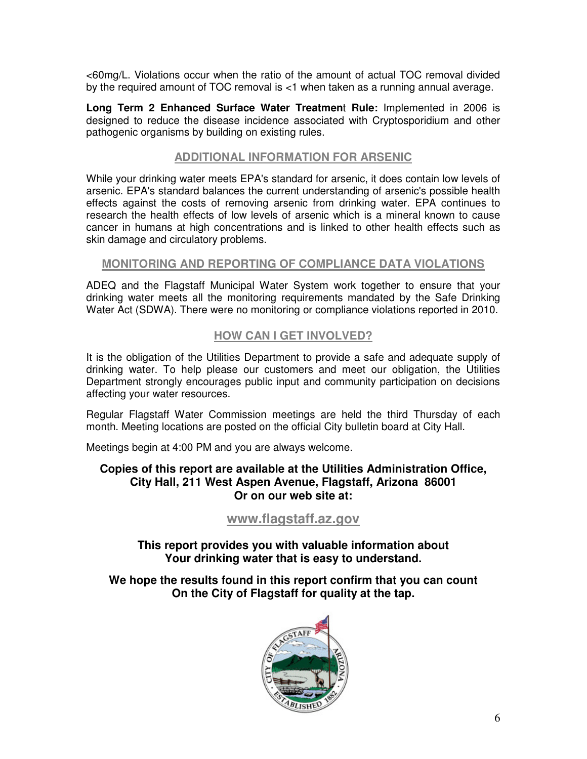<60mg/L. Violations occur when the ratio of the amount of actual TOC removal divided by the required amount of TOC removal is <1 when taken as a running annual average.

**Long Term 2 Enhanced Surface Water Treatment Rule:** Implemented in 2006 is designed to reduce the disease incidence associated with Cryptosporidium and other pathogenic organisms by building on existing rules.

## ADDITIONAL INFORMATION FOR ARSENIC

While your drinking water meets EPA's standard for arsenic, it does contain low levels of arsenic. EPA's standard balances the current understanding of arsenic's possible health effects against the costs of removing arsenic from drinking water. EPA continues to research the health effects of low levels of arsenic which is a mineral known to cause cancer in humans at high concentrations and is linked to other health effects such as skin damage and circulatory problems.

## MONITORING AND REPORTING OF COMPLIANCE DATA VIOLATIONS

ADEQ and the Flagstaff Municipal Water System work together to ensure that your drinking water meets all the monitoring requirements mandated by the Safe Drinking Water Act (SDWA). There were no monitoring or compliance violations reported in 2010.

## HOW CAN I GET INVOLVED?

It is the obligation of the Utilities Department to provide a safe and adequate supply of drinking water. To help please our customers and meet our obligation, the Utilities Department strongly encourages public input and community participation on decisions affecting your water resources.

Regular Flagstaff Water Commission meetings are held the third Thursday of each month. Meeting locations are posted on the official City bulletin board at City Hall.

Meetings begin at 4:00 PM and you are always welcome.

**Copies of this report are available at the Utilities Administration Office, City Hall, 211 West Aspen Avenue, Flagstaff, Arizona 86001 Or on our web site at:**

**www.flagstaff.az.gov**

**This report provides you with valuable information about Your drinking water that is easy to understand.**

**We hope the results found in this report confirm that you can count On the City of Flagstaff for quality at the tap.**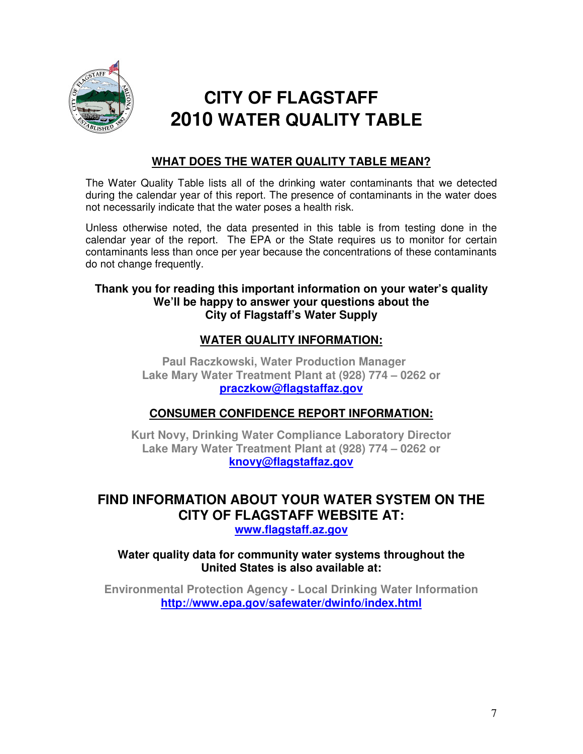# CITY OF FLAGSTAFF 2010 WATER QUALITY TABLE

## WHAT DOES THE WATER QUALITY TABLE MEAN?

The Water Quality Table lists all of the drinking water contaminants that we detected during the calendar year of this report. The presence of contaminants in the water does not necessarily indicate that the water poses a health risk.

Unless otherwise noted, the data presented in this table is from testing done in the calendar year of the report. The EPA or the State requires us to monitor for certain contaminants less than once per year because the concentrations of these contaminants do not change frequently.

**Thank you for reading this important information on your water's quality**
**We'll be happy to answer your questions about the**
**City of Flagstaff's Water Supply**

## WATER QUALITY INFORMATION:

**Paul Raczkowski, Water Production Manager**
**Lake Mary Water Treatment Plant at (928) 774 – 0262 or**
**praczkow@flagstaffaz.gov**

## CONSUMER CONFIDENCE REPORT INFORMATION:

**Kurt Novy, Drinking Water Compliance Laboratory Director**
**Lake Mary Water Treatment Plant at (928) 774 – 0262 or**
**knovy@flagstaffaz.gov**

## FIND INFORMATION ABOUT YOUR WATER SYSTEM ON THE CITY OF FLAGSTAFF WEBSITE AT:

**www.flagstaff.az.gov**

**Water quality data for community water systems throughout the United States is also available at:**

**Environmental Protection Agency - Local Drinking Water Information**
**http://www.epa.gov/safewater/dwinfo/index.html**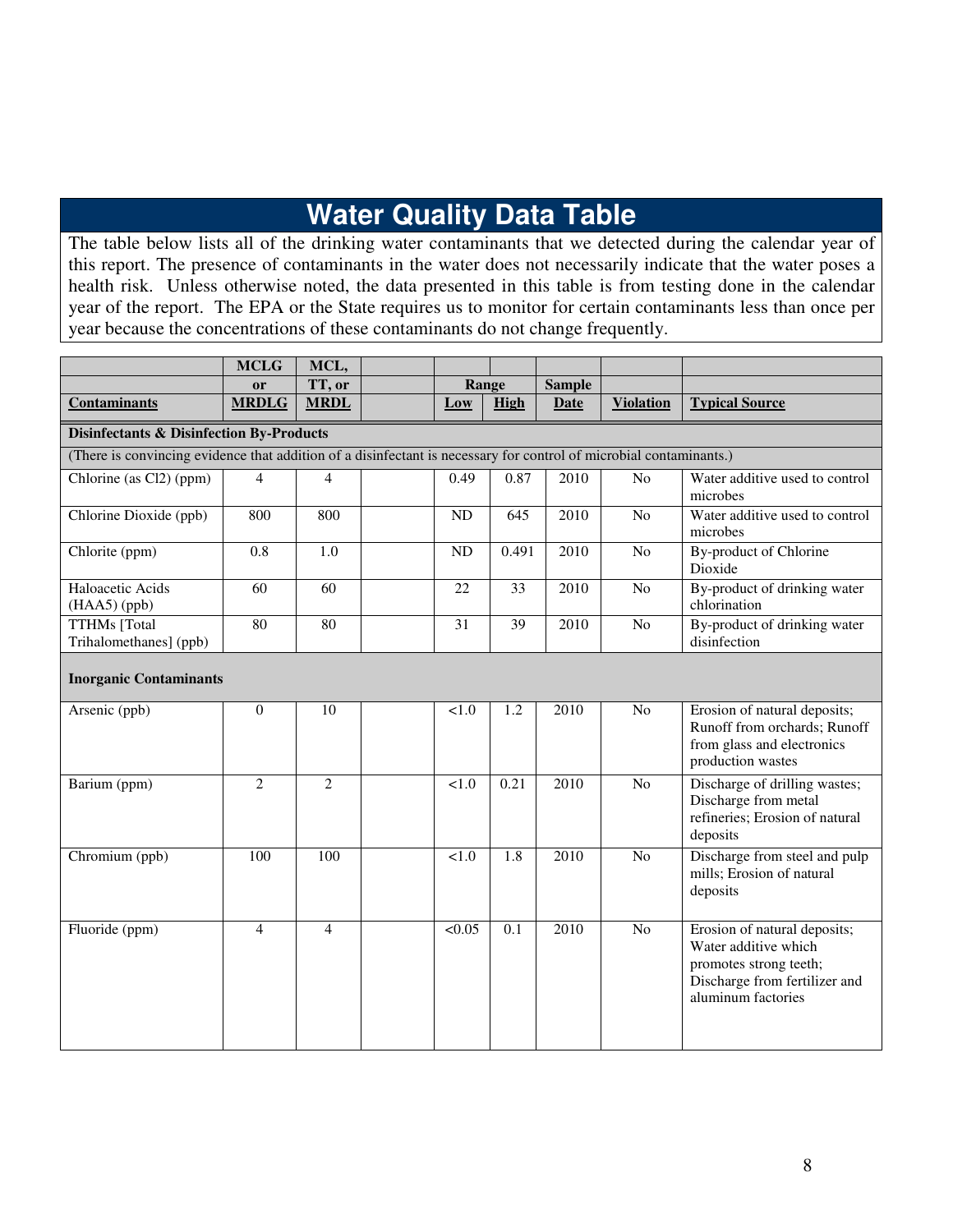## Water Quality Data Table

The table below lists all of the drinking water contaminants that we detected during the calendar year of this report. The presence of contaminants in the water does not necessarily indicate that the water poses a health risk. Unless otherwise noted, the data presented in this table is from testing done in the calendar year of the report. The EPA or the State requires us to monitor for certain contaminants less than once per year because the concentrations of these contaminants do not change frequently.

| Contaminants | MCLG or MRDLG | MCL, TT, or MRDL | | Range Low | Range High | Sample Date | Violation | Typical Source |
|---|---|---|---|---|---|---|---|---|
| **Disinfectants & Disinfection By-Products** | | | | | | | | |
| (There is convincing evidence that addition of a disinfectant is necessary for control of microbial contaminants.) | | | | | | | | |
| Chlorine (as Cl2) (ppm) | 4 | 4 | | 0.49 | 0.87 | 2010 | No | Water additive used to control microbes |
| Chlorine Dioxide (ppb) | 800 | 800 | | ND | 645 | 2010 | No | Water additive used to control microbes |
| Chlorite (ppm) | 0.8 | 1.0 | | ND | 0.491 | 2010 | No | By-product of Chlorine Dioxide |
| Haloacetic Acids (HAA5) (ppb) | 60 | 60 | | 22 | 33 | 2010 | No | By-product of drinking water chlorination |
| TTHMs [Total Trihalomethanes] (ppb) | 80 | 80 | | 31 | 39 | 2010 | No | By-product of drinking water disinfection |
| **Inorganic Contaminants** | | | | | | | | |
| Arsenic (ppb) | 0 | 10 | | <1.0 | 1.2 | 2010 | No | Erosion of natural deposits; Runoff from orchards; Runoff from glass and electronics production wastes |
| Barium (ppm) | 2 | 2 | | <1.0 | 0.21 | 2010 | No | Discharge of drilling wastes; Discharge from metal refineries; Erosion of natural deposits |
| Chromium (ppb) | 100 | 100 | | <1.0 | 1.8 | 2010 | No | Discharge from steel and pulp mills; Erosion of natural deposits |
| Fluoride (ppm) | 4 | 4 | | <0.05 | 0.1 | 2010 | No | Erosion of natural deposits; Water additive which promotes strong teeth; Discharge from fertilizer and aluminum factories |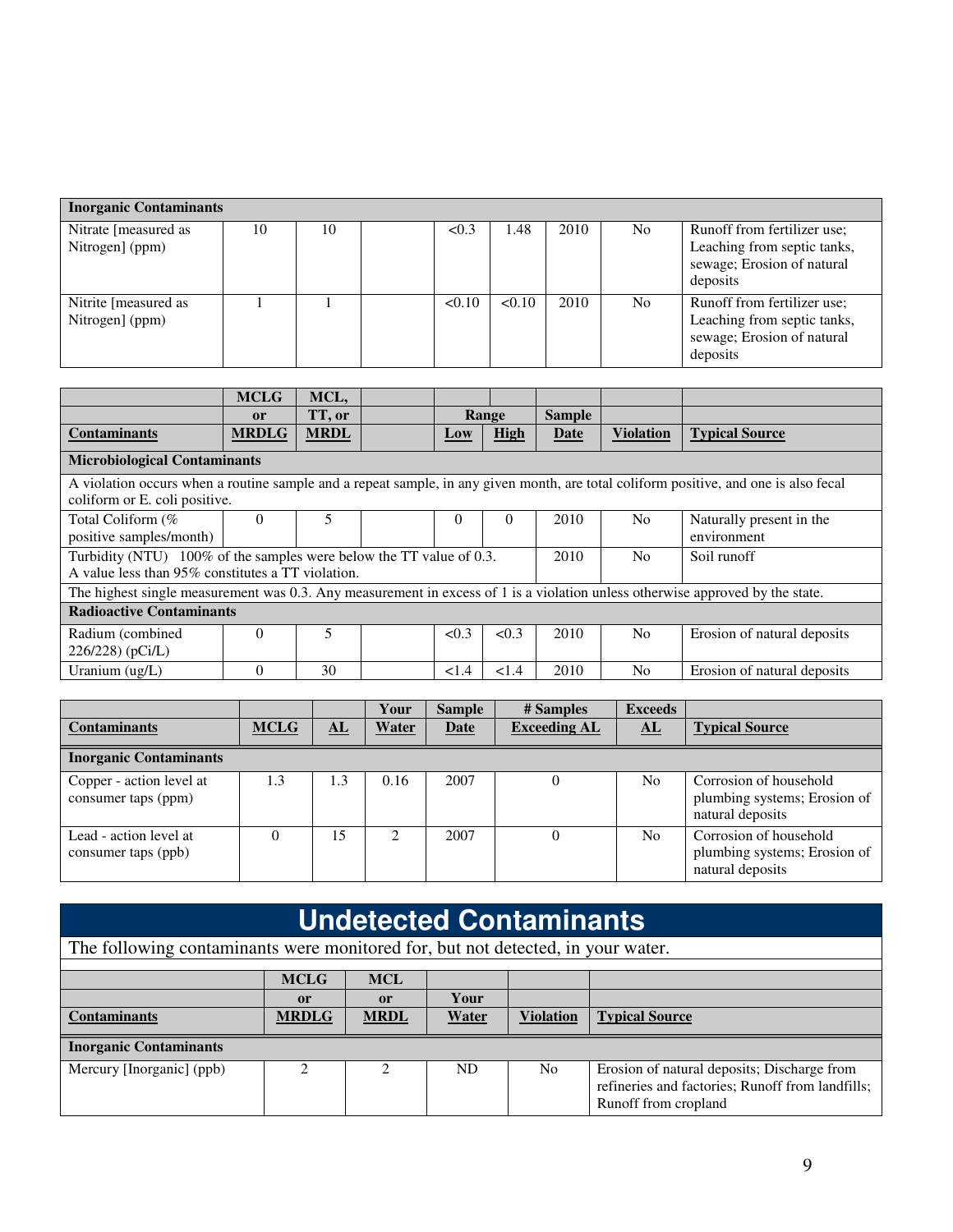| Inorganic Contaminants | | | | | | | | |
|---|---|---|---|---|---|---|---|---|
| Nitrate [measured as Nitrogen] (ppm) | 10 | 10 | | <0.3 | 1.48 | 2010 | No | Runoff from fertilizer use; Leaching from septic tanks, sewage; Erosion of natural deposits |
| Nitrite [measured as Nitrogen] (ppm) | 1 | 1 | | <0.10 | <0.10 | 2010 | No | Runoff from fertilizer use; Leaching from septic tanks, sewage; Erosion of natural deposits |

| | MCLG or | MCL, TT, or | | Range | | Sample | | |
|---|---|---|---|---|---|---|---|---|
| **Contaminants** | **MRDLG** | **MRDL** | | **Low** | **High** | **Date** | **Violation** | **Typical Source** |
| **Microbiological Contaminants** | | | | | | | | |
| A violation occurs when a routine sample and a repeat sample, in any given month, are total coliform positive, and one is also fecal coliform or E. coli positive. | | | | | | | | |
| Total Coliform (% positive samples/month) | 0 | 5 | | 0 | 0 | 2010 | No | Naturally present in the environment |
| Turbidity (NTU) 100% of the samples were below the TT value of 0.3. A value less than 95% constitutes a TT violation. | | | | | | 2010 | No | Soil runoff |
| The highest single measurement was 0.3. Any measurement in excess of 1 is a violation unless otherwise approved by the state. | | | | | | | | |
| **Radioactive Contaminants** | | | | | | | | |
| Radium (combined 226/228) (pCi/L) | 0 | 5 | | <0.3 | <0.3 | 2010 | No | Erosion of natural deposits |
| Uranium (ug/L) | 0 | 30 | | <1.4 | <1.4 | 2010 | No | Erosion of natural deposits |

| **Contaminants** | **MCLG** | **AL** | **Your Water** | **Sample Date** | **# Samples Exceeding AL** | **Exceeds AL** | **Typical Source** |
|---|---|---|---|---|---|---|---|
| **Inorganic Contaminants** | | | | | | | |
| Copper - action level at consumer taps (ppm) | 1.3 | 1.3 | 0.16 | 2007 | 0 | No | Corrosion of household plumbing systems; Erosion of natural deposits |
| Lead - action level at consumer taps (ppb) | 0 | 15 | 2 | 2007 | 0 | No | Corrosion of household plumbing systems; Erosion of natural deposits |

# Undetected Contaminants

The following contaminants were monitored for, but not detected, in your water.

| | MCLG or | MCL or | Your | | |
|---|---|---|---|---|---|
| **Contaminants** | **MRDLG** | **MRDL** | **Water** | **Violation** | **Typical Source** |
| **Inorganic Contaminants** | | | | | |
| Mercury [Inorganic] (ppb) | 2 | 2 | ND | No | Erosion of natural deposits; Discharge from refineries and factories; Runoff from landfills; Runoff from cropland |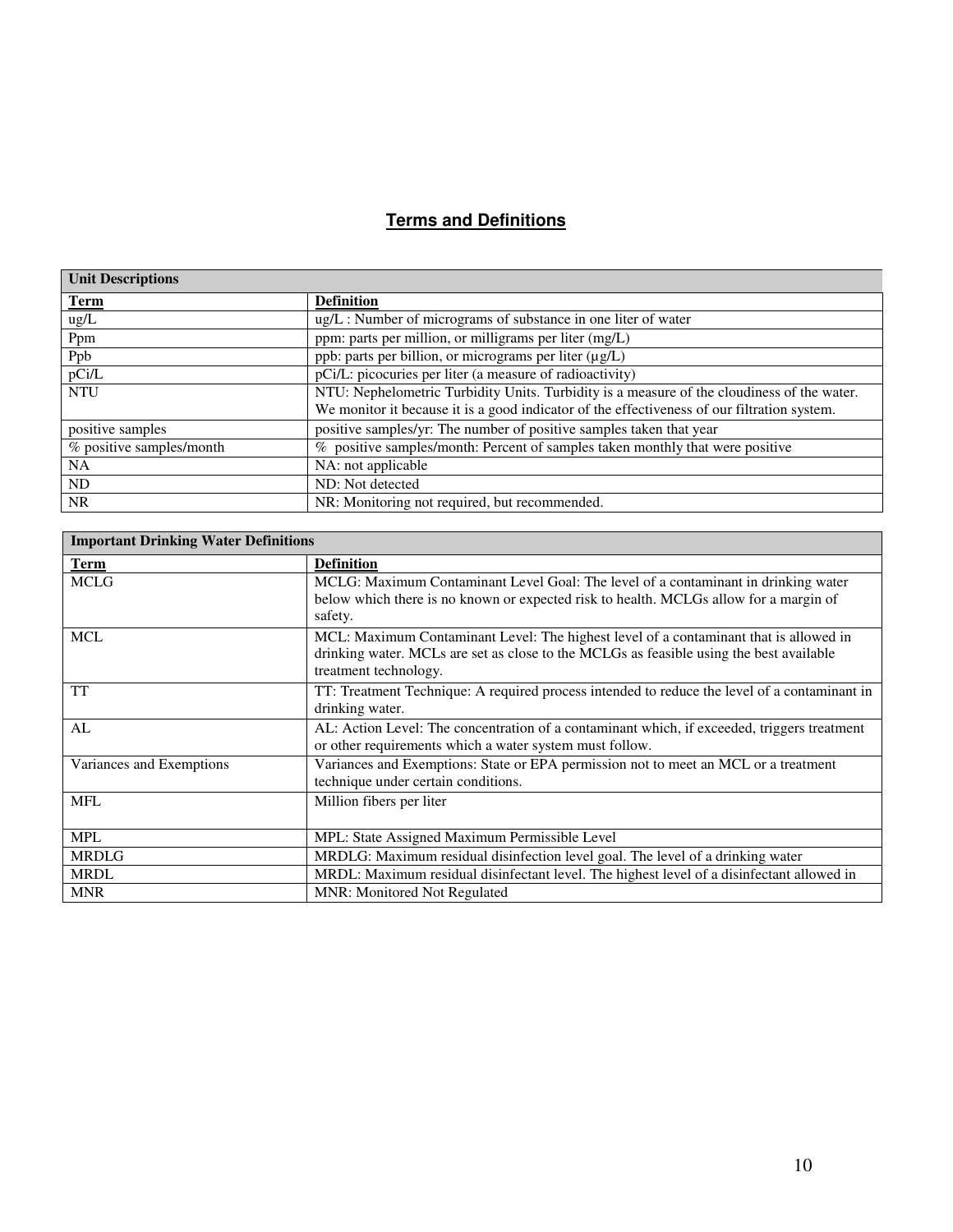## Terms and Definitions

| Unit Descriptions | |
|---|---|
| **Term** | **Definition** |
| ug/L | ug/L : Number of micrograms of substance in one liter of water |
| Ppm | ppm: parts per million, or milligrams per liter (mg/L) |
| Ppb | ppb: parts per billion, or micrograms per liter (µg/L) |
| pCi/L | pCi/L: picocuries per liter (a measure of radioactivity) |
| NTU | NTU: Nephelometric Turbidity Units. Turbidity is a measure of the cloudiness of the water. We monitor it because it is a good indicator of the effectiveness of our filtration system. |
| positive samples | positive samples/yr: The number of positive samples taken that year |
| % positive samples/month | % positive samples/month: Percent of samples taken monthly that were positive |
| NA | NA: not applicable |
| ND | ND: Not detected |
| NR | NR: Monitoring not required, but recommended. |

| Important Drinking Water Definitions | |
|---|---|
| **Term** | **Definition** |
| MCLG | MCLG: Maximum Contaminant Level Goal: The level of a contaminant in drinking water below which there is no known or expected risk to health. MCLGs allow for a margin of safety. |
| MCL | MCL: Maximum Contaminant Level: The highest level of a contaminant that is allowed in drinking water. MCLs are set as close to the MCLGs as feasible using the best available treatment technology. |
| TT | TT: Treatment Technique: A required process intended to reduce the level of a contaminant in drinking water. |
| AL | AL: Action Level: The concentration of a contaminant which, if exceeded, triggers treatment or other requirements which a water system must follow. |
| Variances and Exemptions | Variances and Exemptions: State or EPA permission not to meet an MCL or a treatment technique under certain conditions. |
| MFL | Million fibers per liter |
| MPL | MPL: State Assigned Maximum Permissible Level |
| MRDLG | MRDLG: Maximum residual disinfection level goal. The level of a drinking water |
| MRDL | MRDL: Maximum residual disinfectant level. The highest level of a disinfectant allowed in |
| MNR | MNR: Monitored Not Regulated |